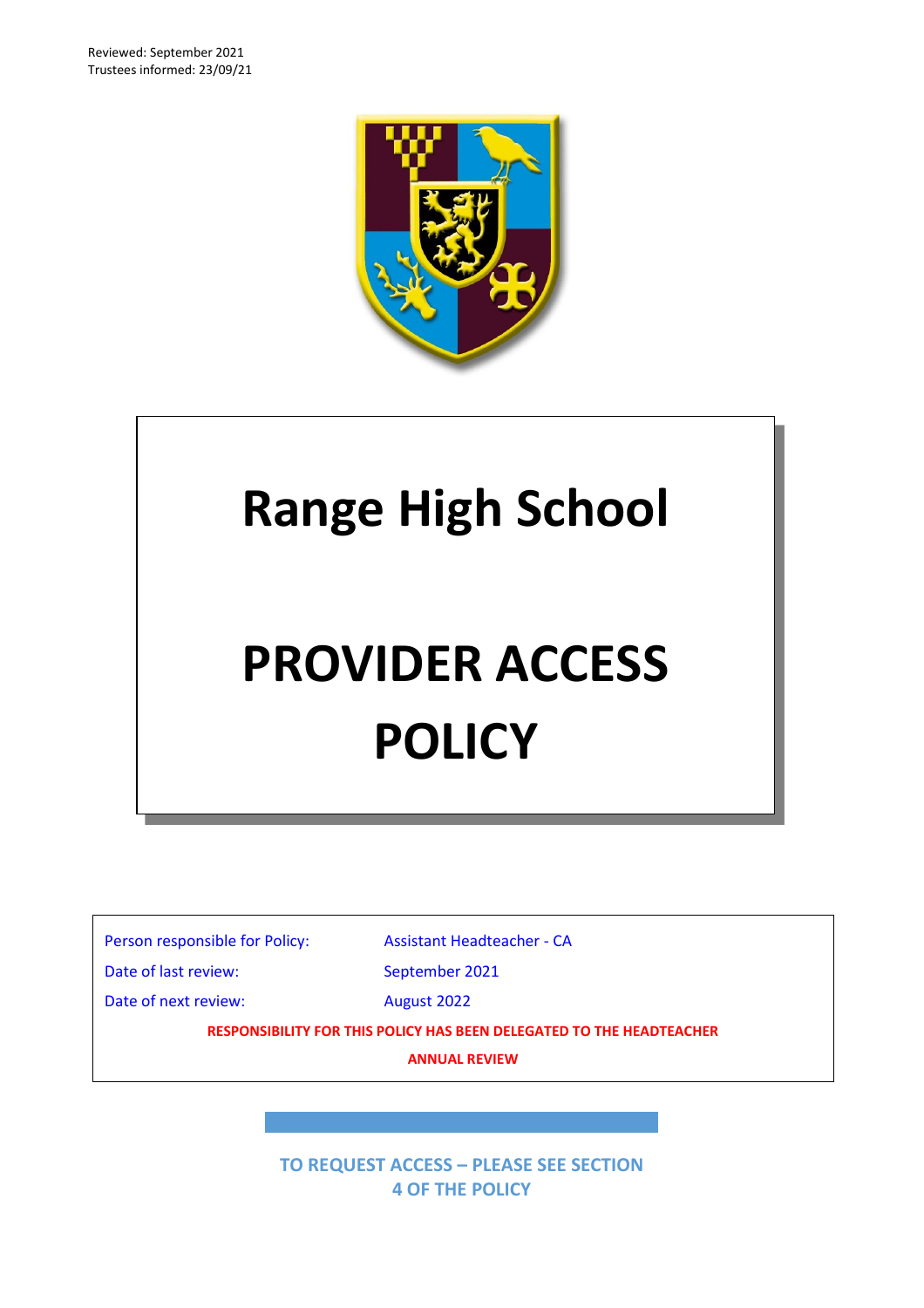Reviewed: September 2021
Trustees informed: 23/09/21

# Range High School

# PROVIDER ACCESS POLICY

| | |
|---|---|
| Person responsible for Policy: | Assistant Headteacher - CA |
| Date of last review: | September 2021 |
| Date of next review: | August 2022 |

**RESPONSIBILITY FOR THIS POLICY HAS BEEN DELEGATED TO THE HEADTEACHER**

**ANNUAL REVIEW**

**TO REQUEST ACCESS – PLEASE SEE SECTION 4 OF THE POLICY**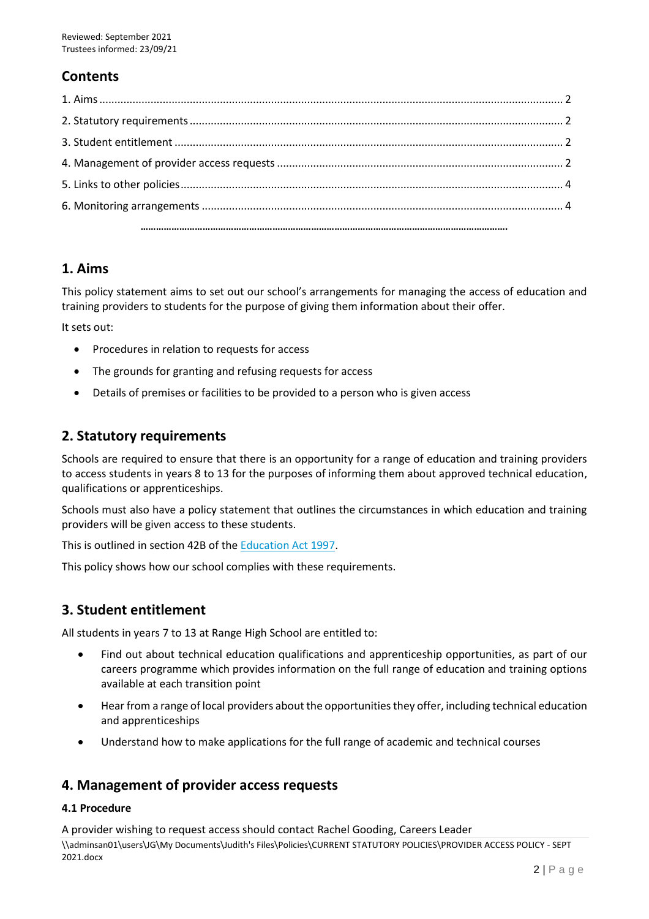Reviewed: September 2021
Trustees informed: 23/09/21

## Contents

1. Aims .......... 2
2. Statutory requirements .......... 2
3. Student entitlement .......... 2
4. Management of provider access requests .......... 2
5. Links to other policies .......... 4
6. Monitoring arrangements .......... 4

………………………………………………………………………………………………………………………….

## 1. Aims

This policy statement aims to set out our school's arrangements for managing the access of education and training providers to students for the purpose of giving them information about their offer.

It sets out:

- Procedures in relation to requests for access
- The grounds for granting and refusing requests for access
- Details of premises or facilities to be provided to a person who is given access

## 2. Statutory requirements

Schools are required to ensure that there is an opportunity for a range of education and training providers to access students in years 8 to 13 for the purposes of informing them about approved technical education, qualifications or apprenticeships.

Schools must also have a policy statement that outlines the circumstances in which education and training providers will be given access to these students.

This is outlined in section 42B of the Education Act 1997.

This policy shows how our school complies with these requirements.

## 3. Student entitlement

All students in years 7 to 13 at Range High School are entitled to:

- Find out about technical education qualifications and apprenticeship opportunities, as part of our careers programme which provides information on the full range of education and training options available at each transition point
- Hear from a range of local providers about the opportunities they offer, including technical education and apprenticeships
- Understand how to make applications for the full range of academic and technical courses

## 4. Management of provider access requests

### 4.1 Procedure

A provider wishing to request access should contact Rachel Gooding, Careers Leader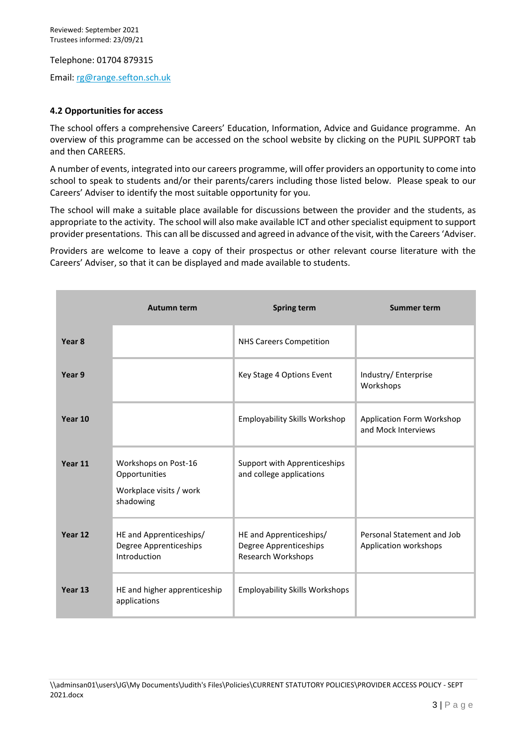Telephone: 01704 879315

Email: rg@range.sefton.sch.uk

#### 4.2 Opportunities for access

The school offers a comprehensive Careers' Education, Information, Advice and Guidance programme. An overview of this programme can be accessed on the school website by clicking on the PUPIL SUPPORT tab and then CAREERS.

A number of events, integrated into our careers programme, will offer providers an opportunity to come into school to speak to students and/or their parents/carers including those listed below. Please speak to our Careers' Adviser to identify the most suitable opportunity for you.

The school will make a suitable place available for discussions between the provider and the students, as appropriate to the activity. The school will also make available ICT and other specialist equipment to support provider presentations. This can all be discussed and agreed in advance of the visit, with the Careers 'Adviser.

Providers are welcome to leave a copy of their prospectus or other relevant course literature with the Careers' Adviser, so that it can be displayed and made available to students.

| | Autumn term | Spring term | Summer term |
|---|---|---|---|
| **Year 8** | | NHS Careers Competition | |
| **Year 9** | | Key Stage 4 Options Event | Industry/ Enterprise Workshops |
| **Year 10** | | Employability Skills Workshop | Application Form Workshop and Mock Interviews |
| **Year 11** | Workshops on Post-16 Opportunities<br><br>Workplace visits / work shadowing | Support with Apprenticeships and college applications | |
| **Year 12** | HE and Apprenticeships/ Degree Apprenticeships Introduction | HE and Apprenticeships/ Degree Apprenticeships Research Workshops | Personal Statement and Job Application workshops |
| **Year 13** | HE and higher apprenticeship applications | Employability Skills Workshops | |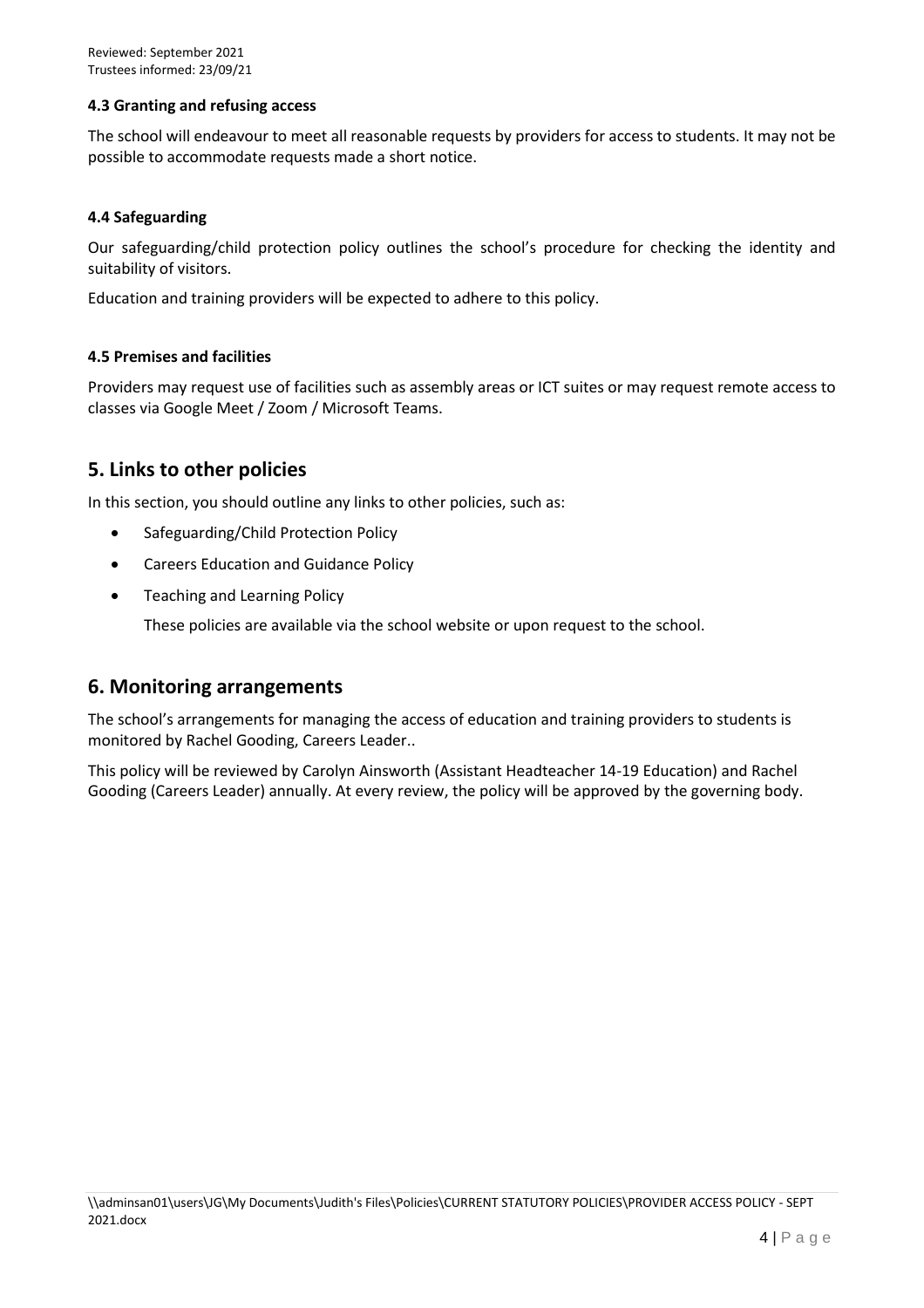### 4.3 Granting and refusing access

The school will endeavour to meet all reasonable requests by providers for access to students. It may not be possible to accommodate requests made a short notice.

### 4.4 Safeguarding

Our safeguarding/child protection policy outlines the school's procedure for checking the identity and suitability of visitors.

Education and training providers will be expected to adhere to this policy.

### 4.5 Premises and facilities

Providers may request use of facilities such as assembly areas or ICT suites or may request remote access to classes via Google Meet / Zoom / Microsoft Teams.

## 5. Links to other policies

In this section, you should outline any links to other policies, such as:

- Safeguarding/Child Protection Policy
- Careers Education and Guidance Policy
- Teaching and Learning Policy

  These policies are available via the school website or upon request to the school.

## 6. Monitoring arrangements

The school's arrangements for managing the access of education and training providers to students is monitored by Rachel Gooding, Careers Leader..

This policy will be reviewed by Carolyn Ainsworth (Assistant Headteacher 14-19 Education) and Rachel Gooding (Careers Leader) annually. At every review, the policy will be approved by the governing body.